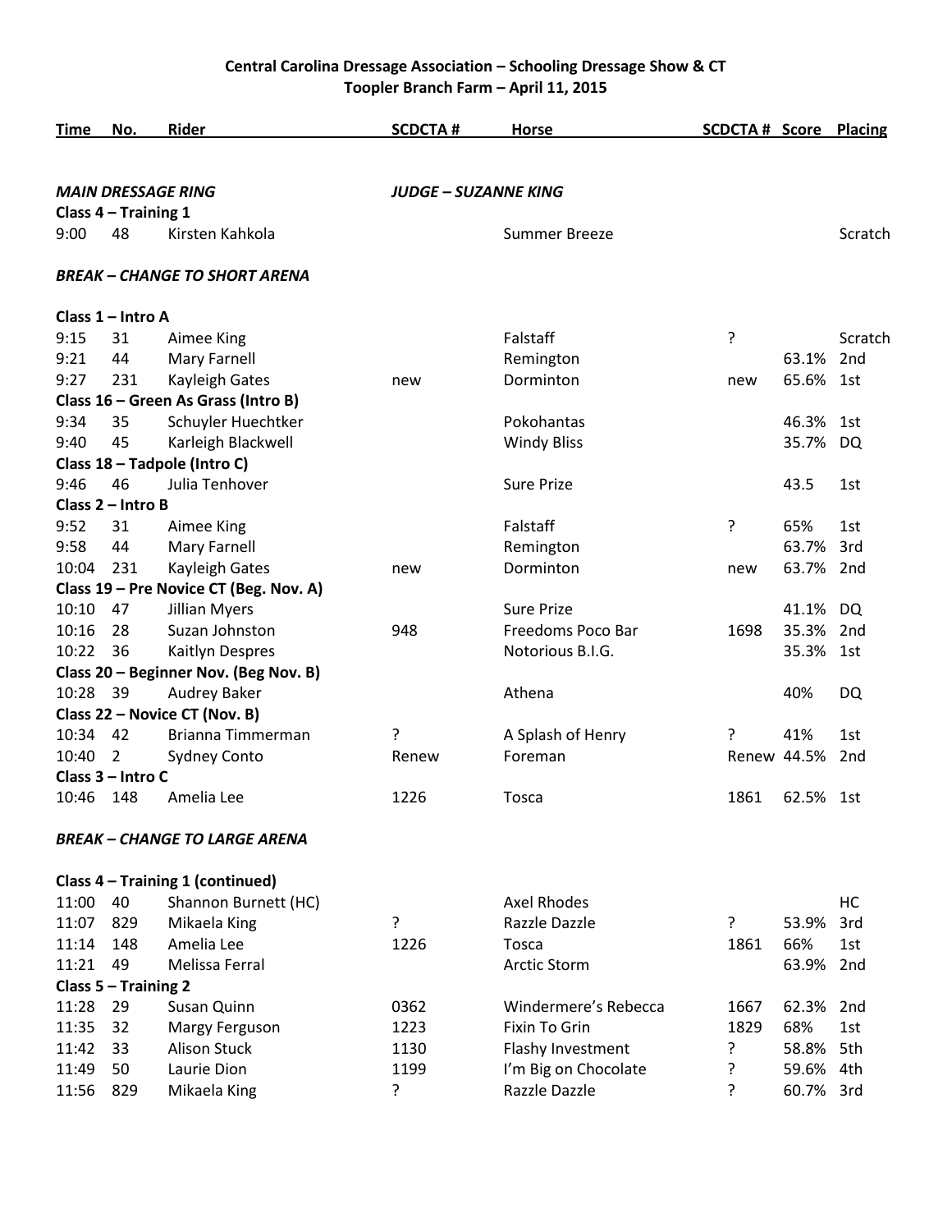**Central Carolina Dressage Association – Schooling Dressage Show & CT**
**Toopler Branch Farm – April 11, 2015**

| Time | No. | Rider | SCDCTA # | Horse | SCDCTA # | Score | Placing |
|---|---|---|---|---|---|---|---|
| ***MAIN DRESSAGE RING*** | | | ***JUDGE – SUZANNE KING*** | | | | |
| **Class 4 – Training 1** | | | | | | | |
| 9:00 | 48 | Kirsten Kahkola | | Summer Breeze | | | Scratch |
| ***BREAK – CHANGE TO SHORT ARENA*** | | | | | | | |
| **Class 1 – Intro A** | | | | | | | |
| 9:15 | 31 | Aimee King | | Falstaff | ? | | Scratch |
| 9:21 | 44 | Mary Farnell | | Remington | | 63.1% | 2nd |
| 9:27 | 231 | Kayleigh Gates | new | Dorminton | new | 65.6% | 1st |
| **Class 16 – Green As Grass (Intro B)** | | | | | | | |
| 9:34 | 35 | Schuyler Huechtker | | Pokohantas | | 46.3% | 1st |
| 9:40 | 45 | Karleigh Blackwell | | Windy Bliss | | 35.7% | DQ |
| **Class 18 – Tadpole (Intro C)** | | | | | | | |
| 9:46 | 46 | Julia Tenhover | | Sure Prize | | 43.5 | 1st |
| **Class 2 – Intro B** | | | | | | | |
| 9:52 | 31 | Aimee King | | Falstaff | ? | 65% | 1st |
| 9:58 | 44 | Mary Farnell | | Remington | | 63.7% | 3rd |
| 10:04 | 231 | Kayleigh Gates | new | Dorminton | new | 63.7% | 2nd |
| **Class 19 – Pre Novice CT (Beg. Nov. A)** | | | | | | | |
| 10:10 | 47 | Jillian Myers | | Sure Prize | | 41.1% | DQ |
| 10:16 | 28 | Suzan Johnston | 948 | Freedoms Poco Bar | 1698 | 35.3% | 2nd |
| 10:22 | 36 | Kaitlyn Despres | | Notorious B.I.G. | | 35.3% | 1st |
| **Class 20 – Beginner Nov. (Beg Nov. B)** | | | | | | | |
| 10:28 | 39 | Audrey Baker | | Athena | | 40% | DQ |
| **Class 22 – Novice CT (Nov. B)** | | | | | | | |
| 10:34 | 42 | Brianna Timmerman | ? | A Splash of Henry | ? | 41% | 1st |
| 10:40 | 2 | Sydney Conto | Renew | Foreman | Renew | 44.5% | 2nd |
| **Class 3 – Intro C** | | | | | | | |
| 10:46 | 148 | Amelia Lee | 1226 | Tosca | 1861 | 62.5% | 1st |
| ***BREAK – CHANGE TO LARGE ARENA*** | | | | | | | |
| **Class 4 – Training 1 (continued)** | | | | | | | |
| 11:00 | 40 | Shannon Burnett (HC) | | Axel Rhodes | | | HC |
| 11:07 | 829 | Mikaela King | ? | Razzle Dazzle | ? | 53.9% | 3rd |
| 11:14 | 148 | Amelia Lee | 1226 | Tosca | 1861 | 66% | 1st |
| 11:21 | 49 | Melissa Ferral | | Arctic Storm | | 63.9% | 2nd |
| **Class 5 – Training 2** | | | | | | | |
| 11:28 | 29 | Susan Quinn | 0362 | Windermere's Rebecca | 1667 | 62.3% | 2nd |
| 11:35 | 32 | Margy Ferguson | 1223 | Fixin To Grin | 1829 | 68% | 1st |
| 11:42 | 33 | Alison Stuck | 1130 | Flashy Investment | ? | 58.8% | 5th |
| 11:49 | 50 | Laurie Dion | 1199 | I'm Big on Chocolate | ? | 59.6% | 4th |
| 11:56 | 829 | Mikaela King | ? | Razzle Dazzle | ? | 60.7% | 3rd |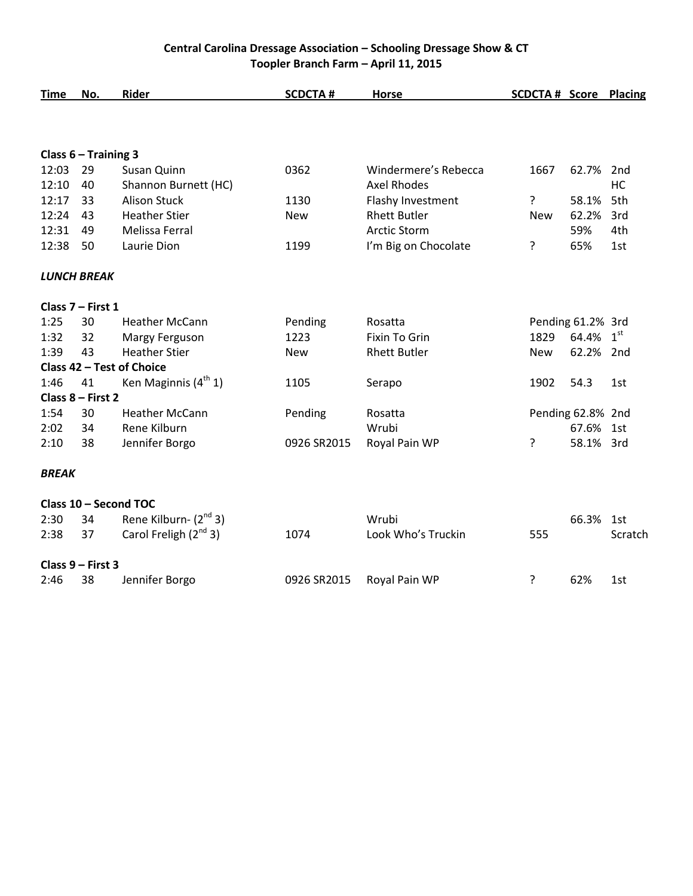**Central Carolina Dressage Association – Schooling Dressage Show & CT**
**Toopler Branch Farm – April 11, 2015**

| Time | No. | Rider | SCDCTA # | Horse | SCDCTA # | Score | Placing |
|---|---|---|---|---|---|---|---|
| **Class 6 – Training 3** | | | | | | | |
| 12:03 | 29 | Susan Quinn | 0362 | Windermere's Rebecca | 1667 | 62.7% | 2nd |
| 12:10 | 40 | Shannon Burnett (HC) | | Axel Rhodes | | | HC |
| 12:17 | 33 | Alison Stuck | 1130 | Flashy Investment | ? | 58.1% | 5th |
| 12:24 | 43 | Heather Stier | New | Rhett Butler | New | 62.2% | 3rd |
| 12:31 | 49 | Melissa Ferral | | Arctic Storm | | 59% | 4th |
| 12:38 | 50 | Laurie Dion | 1199 | I'm Big on Chocolate | ? | 65% | 1st |
| ***LUNCH BREAK*** | | | | | | | |
| **Class 7 – First 1** | | | | | | | |
| 1:25 | 30 | Heather McCann | Pending | Rosatta | Pending | 61.2% | 3rd |
| 1:32 | 32 | Margy Ferguson | 1223 | Fixin To Grin | 1829 | 64.4% | 1st |
| 1:39 | 43 | Heather Stier | New | Rhett Butler | New | 62.2% | 2nd |
| **Class 42 – Test of Choice** | | | | | | | |
| 1:46 | 41 | Ken Maginnis (4th 1) | 1105 | Serapo | 1902 | 54.3 | 1st |
| **Class 8 – First 2** | | | | | | | |
| 1:54 | 30 | Heather McCann | Pending | Rosatta | Pending | 62.8% | 2nd |
| 2:02 | 34 | Rene Kilburn | | Wrubi | | 67.6% | 1st |
| 2:10 | 38 | Jennifer Borgo | 0926 SR2015 | Royal Pain WP | ? | 58.1% | 3rd |
| ***BREAK*** | | | | | | | |
| **Class 10 – Second TOC** | | | | | | | |
| 2:30 | 34 | Rene Kilburn- (2nd 3) | | Wrubi | | 66.3% | 1st |
| 2:38 | 37 | Carol Freligh (2nd 3) | 1074 | Look Who's Truckin | 555 | | Scratch |
| **Class 9 – First 3** | | | | | | | |
| 2:46 | 38 | Jennifer Borgo | 0926 SR2015 | Royal Pain WP | ? | 62% | 1st |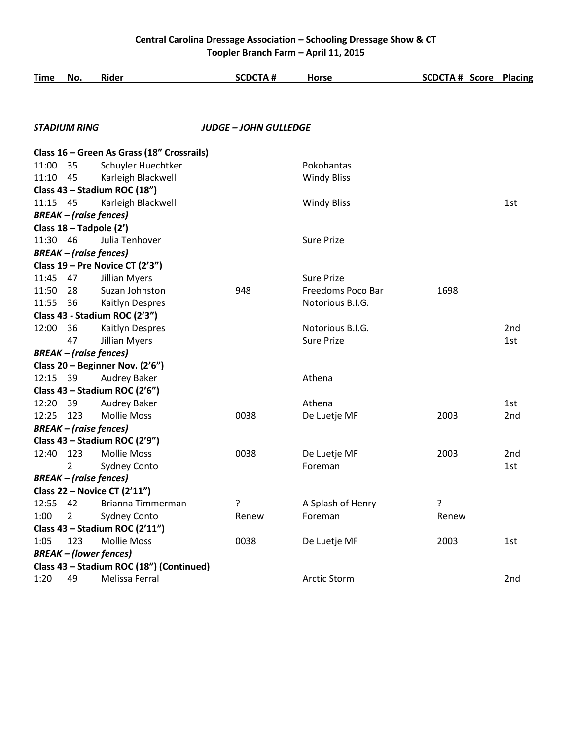**Central Carolina Dressage Association – Schooling Dressage Show & CT**
**Toopler Branch Farm – April 11, 2015**

***STADIUM RING*** ***JUDGE – JOHN GULLEDGE***

| Time | No. | Rider | SCDCTA # | Horse | SCDCTA # | Score | Placing |
|---|---|---|---|---|---|---|---|
| **Class 16 – Green As Grass (18" Crossrails)** | | | | | | | |
| 11:00 | 35 | Schuyler Huechtker | | Pokohantas | | | |
| 11:10 | 45 | Karleigh Blackwell | | Windy Bliss | | | |
| **Class 43 – Stadium ROC (18")** | | | | | | | |
| 11:15 | 45 | Karleigh Blackwell | | Windy Bliss | | | 1st |
| ***BREAK – (raise fences)*** | | | | | | | |
| **Class 18 – Tadpole (2')** | | | | | | | |
| 11:30 | 46 | Julia Tenhover | | Sure Prize | | | |
| ***BREAK – (raise fences)*** | | | | | | | |
| **Class 19 – Pre Novice CT (2'3")** | | | | | | | |
| 11:45 | 47 | Jillian Myers | | Sure Prize | | | |
| 11:50 | 28 | Suzan Johnston | 948 | Freedoms Poco Bar | 1698 | | |
| 11:55 | 36 | Kaitlyn Despres | | Notorious B.I.G. | | | |
| **Class 43 - Stadium ROC (2'3")** | | | | | | | |
| 12:00 | 36 | Kaitlyn Despres | | Notorious B.I.G. | | | 2nd |
| | 47 | Jillian Myers | | Sure Prize | | | 1st |
| ***BREAK – (raise fences)*** | | | | | | | |
| **Class 20 – Beginner Nov. (2'6")** | | | | | | | |
| 12:15 | 39 | Audrey Baker | | Athena | | | |
| **Class 43 – Stadium ROC (2'6")** | | | | | | | |
| 12:20 | 39 | Audrey Baker | | Athena | | | 1st |
| 12:25 | 123 | Mollie Moss | 0038 | De Luetje MF | 2003 | | 2nd |
| ***BREAK – (raise fences)*** | | | | | | | |
| **Class 43 – Stadium ROC (2'9")** | | | | | | | |
| 12:40 | 123 | Mollie Moss | 0038 | De Luetje MF | 2003 | | 2nd |
| | 2 | Sydney Conto | | Foreman | | | 1st |
| ***BREAK – (raise fences)*** | | | | | | | |
| **Class 22 – Novice CT (2'11")** | | | | | | | |
| 12:55 | 42 | Brianna Timmerman | ? | A Splash of Henry | ? | | |
| 1:00 | 2 | Sydney Conto | Renew | Foreman | Renew | | |
| **Class 43 – Stadium ROC (2'11")** | | | | | | | |
| 1:05 | 123 | Mollie Moss | 0038 | De Luetje MF | 2003 | | 1st |
| ***BREAK – (lower fences)*** | | | | | | | |
| **Class 43 – Stadium ROC (18") (Continued)** | | | | | | | |
| 1:20 | 49 | Melissa Ferral | | Arctic Storm | | | 2nd |